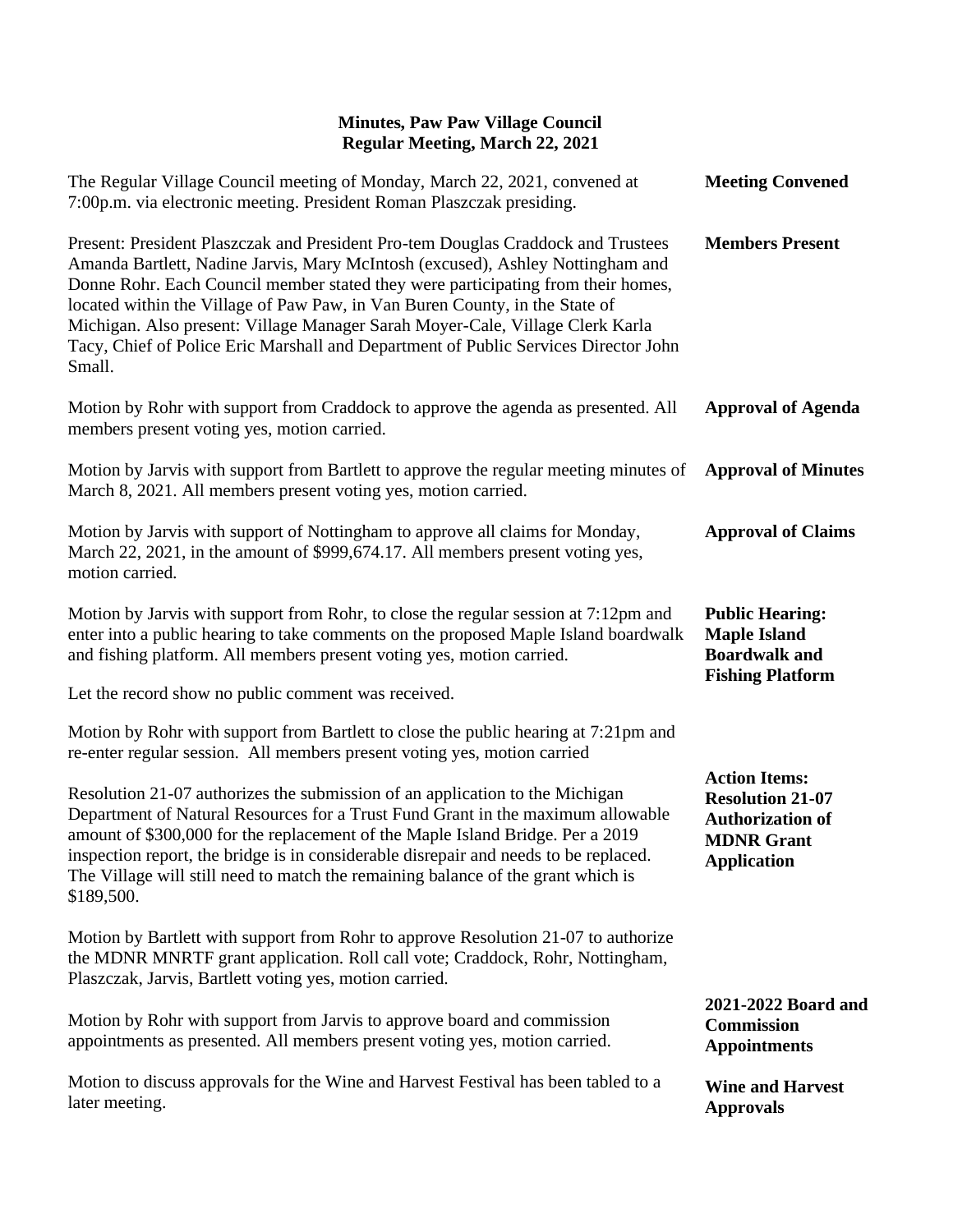# Minutes, Paw Paw Village Council
## Regular Meeting, March 22, 2021

**Meeting Convened**

The Regular Village Council meeting of Monday, March 22, 2021, convened at 7:00p.m. via electronic meeting. President Roman Plaszczak presiding.

**Members Present**

Present: President Plaszczak and President Pro-tem Douglas Craddock and Trustees Amanda Bartlett, Nadine Jarvis, Mary McIntosh (excused), Ashley Nottingham and Donne Rohr. Each Council member stated they were participating from their homes, located within the Village of Paw Paw, in Van Buren County, in the State of Michigan. Also present: Village Manager Sarah Moyer-Cale, Village Clerk Karla Tacy, Chief of Police Eric Marshall and Department of Public Services Director John Small.

**Approval of Agenda**

Motion by Rohr with support from Craddock to approve the agenda as presented. All members present voting yes, motion carried.

**Approval of Minutes**

Motion by Jarvis with support from Bartlett to approve the regular meeting minutes of March 8, 2021. All members present voting yes, motion carried.

**Approval of Claims**

Motion by Jarvis with support of Nottingham to approve all claims for Monday, March 22, 2021, in the amount of $999,674.17. All members present voting yes, motion carried.

**Public Hearing: Maple Island Boardwalk and Fishing Platform**

Motion by Jarvis with support from Rohr, to close the regular session at 7:12pm and enter into a public hearing to take comments on the proposed Maple Island boardwalk and fishing platform. All members present voting yes, motion carried.

Let the record show no public comment was received.

Motion by Rohr with support from Bartlett to close the public hearing at 7:21pm and re-enter regular session. All members present voting yes, motion carried

**Action Items: Resolution 21-07 Authorization of MDNR Grant Application**

Resolution 21-07 authorizes the submission of an application to the Michigan Department of Natural Resources for a Trust Fund Grant in the maximum allowable amount of $300,000 for the replacement of the Maple Island Bridge. Per a 2019 inspection report, the bridge is in considerable disrepair and needs to be replaced. The Village will still need to match the remaining balance of the grant which is $189,500.

Motion by Bartlett with support from Rohr to approve Resolution 21-07 to authorize the MDNR MNRTF grant application. Roll call vote; Craddock, Rohr, Nottingham, Plaszczak, Jarvis, Bartlett voting yes, motion carried.

**2021-2022 Board and Commission Appointments**

Motion by Rohr with support from Jarvis to approve board and commission appointments as presented. All members present voting yes, motion carried.

**Wine and Harvest Approvals**

Motion to discuss approvals for the Wine and Harvest Festival has been tabled to a later meeting.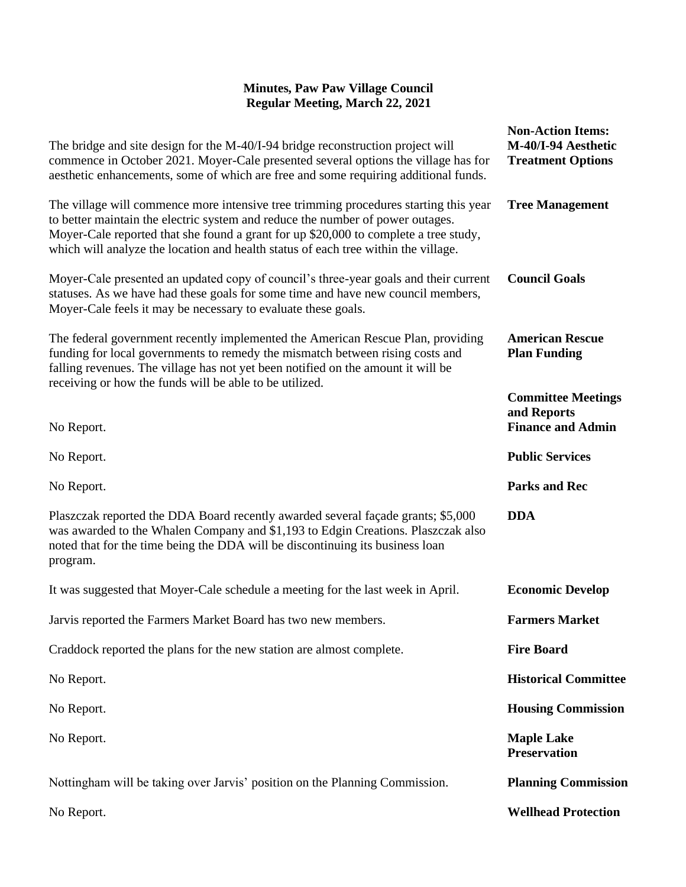**Minutes, Paw Paw Village Council**
**Regular Meeting, March 22, 2021**

**Non-Action Items:**

**M-40/I-94 Aesthetic Treatment Options**

The bridge and site design for the M-40/I-94 bridge reconstruction project will commence in October 2021. Moyer-Cale presented several options the village has for aesthetic enhancements, some of which are free and some requiring additional funds.

**Tree Management**

The village will commence more intensive tree trimming procedures starting this year to better maintain the electric system and reduce the number of power outages. Moyer-Cale reported that she found a grant for up $20,000 to complete a tree study, which will analyze the location and health status of each tree within the village.

**Council Goals**

Moyer-Cale presented an updated copy of council's three-year goals and their current statuses. As we have had these goals for some time and have new council members, Moyer-Cale feels it may be necessary to evaluate these goals.

**American Rescue Plan Funding**

The federal government recently implemented the American Rescue Plan, providing funding for local governments to remedy the mismatch between rising costs and falling revenues. The village has not yet been notified on the amount it will be receiving or how the funds will be able to be utilized.

**Committee Meetings and Reports**

**Finance and Admin**

No Report.

**Public Services**

No Report.

**Parks and Rec**

No Report.

**DDA**

Plaszczak reported the DDA Board recently awarded several façade grants; $5,000 was awarded to the Whalen Company and $1,193 to Edgin Creations. Plaszczak also noted that for the time being the DDA will be discontinuing its business loan program.

**Economic Develop**

It was suggested that Moyer-Cale schedule a meeting for the last week in April.

**Farmers Market**

Jarvis reported the Farmers Market Board has two new members.

**Fire Board**

Craddock reported the plans for the new station are almost complete.

**Historical Committee**

No Report.

**Housing Commission**

No Report.

**Maple Lake Preservation**

No Report.

**Planning Commission**

Nottingham will be taking over Jarvis' position on the Planning Commission.

**Wellhead Protection**

No Report.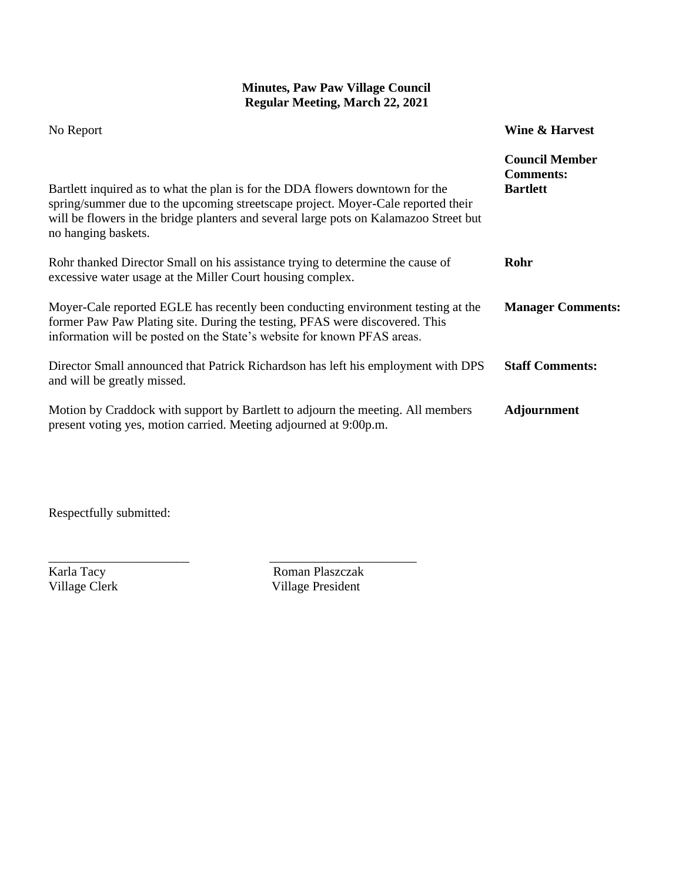**Minutes, Paw Paw Village Council**
**Regular Meeting, March 22, 2021**

**Wine & Harvest**

No Report

**Council Member Comments:**

**Bartlett**

Bartlett inquired as to what the plan is for the DDA flowers downtown for the spring/summer due to the upcoming streetscape project. Moyer-Cale reported their will be flowers in the bridge planters and several large pots on Kalamazoo Street but no hanging baskets.

**Rohr**

Rohr thanked Director Small on his assistance trying to determine the cause of excessive water usage at the Miller Court housing complex.

**Manager Comments:**

Moyer-Cale reported EGLE has recently been conducting environment testing at the former Paw Paw Plating site. During the testing, PFAS were discovered. This information will be posted on the State's website for known PFAS areas.

**Staff Comments:**

Director Small announced that Patrick Richardson has left his employment with DPS and will be greatly missed.

**Adjournment**

Motion by Craddock with support by Bartlett to adjourn the meeting. All members present voting yes, motion carried. Meeting adjourned at 9:00p.m.

Respectfully submitted:

______________________ ______________________

Karla Tacy, Village Clerk

Roman Plaszczak, Village President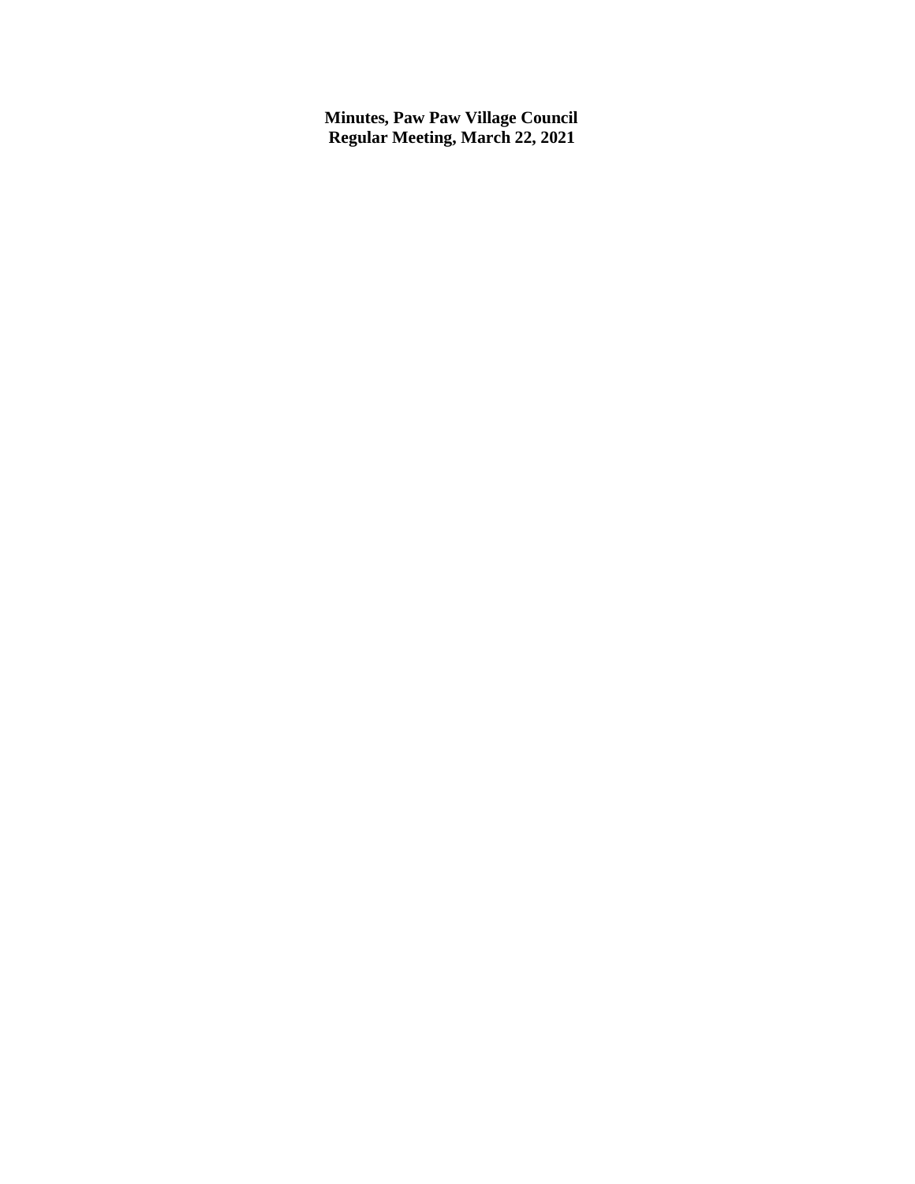**Minutes, Paw Paw Village Council**
**Regular Meeting, March 22, 2021**